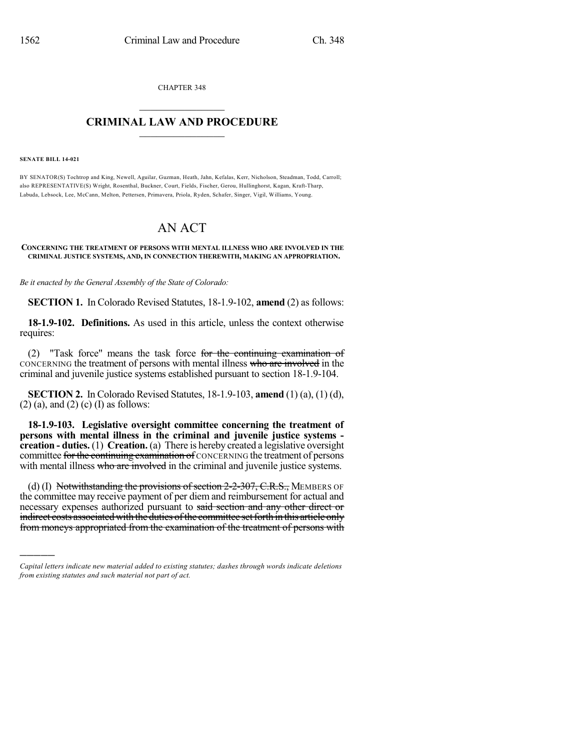CHAPTER 348

## CRIMINAL LAW AND PROCEDURE

**SENATE BILL 14-021**

BY SENATOR(S) Tochtrop and King, Newell, Aguilar, Guzman, Heath, Jahn, Kefalas, Kerr, Nicholson, Steadman, Todd, Carroll; also REPRESENTATIVE(S) Wright, Rosenthal, Buckner, Court, Fields, Fischer, Gerou, Hullinghorst, Kagan, Kraft-Tharp, Labuda, Lebsock, Lee, McCann, Melton, Pettersen, Primavera, Priola, Ryden, Schafer, Singer, Vigil, Williams, Young.

# AN ACT

**CONCERNING THE TREATMENT OF PERSONS WITH MENTAL ILLNESS WHO ARE INVOLVED IN THE CRIMINAL JUSTICE SYSTEMS, AND, IN CONNECTION THEREWITH, MAKING AN APPROPRIATION.**

*Be it enacted by the General Assembly of the State of Colorado:*

**SECTION 1.** In Colorado Revised Statutes, 18-1.9-102, **amend** (2) as follows:

**18-1.9-102. Definitions.** As used in this article, unless the context otherwise requires:

(2) "Task force" means the task force ~~for the continuing examination of~~ CONCERNING the treatment of persons with mental illness ~~who are involved~~ in the criminal and juvenile justice systems established pursuant to section 18-1.9-104.

**SECTION 2.** In Colorado Revised Statutes, 18-1.9-103, **amend** (1) (a), (1) (d), (2) (a), and (2) (c) (I) as follows:

**18-1.9-103. Legislative oversight committee concerning the treatment of persons with mental illness in the criminal and juvenile justice systems - creation - duties.** (1) **Creation.** (a) There is hereby created a legislative oversight committee ~~for the continuing examination of~~ CONCERNING the treatment of persons with mental illness ~~who are involved~~ in the criminal and juvenile justice systems.

(d) (I) ~~Notwithstanding the provisions of section 2-2-307, C.R.S.,~~ MEMBERS OF the committee may receive payment of per diem and reimbursement for actual and necessary expenses authorized pursuant to ~~said section and any other direct or indirect costs associated with the duties of the committee set forth in this article only from moneys appropriated from the examination of the treatment of persons with~~

*Capital letters indicate new material added to existing statutes; dashes through words indicate deletions from existing statutes and such material not part of act.*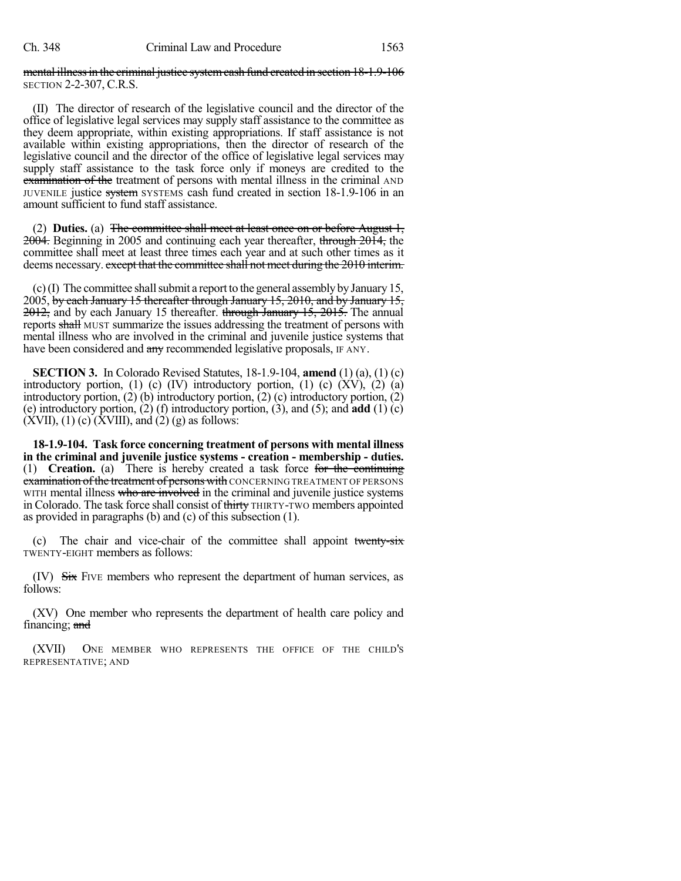mental illness in the criminal justice system cash fund created in section 18-1.9-106 SECTION 2-2-307, C.R.S.

(II) The director of research of the legislative council and the director of the office of legislative legal services may supply staff assistance to the committee as they deem appropriate, within existing appropriations. If staff assistance is not available within existing appropriations, then the director of research of the legislative council and the director of the office of legislative legal services may supply staff assistance to the task force only if moneys are credited to the examination of the treatment of persons with mental illness in the criminal AND JUVENILE justice system SYSTEMS cash fund created in section 18-1.9-106 in an amount sufficient to fund staff assistance.

(2) **Duties.** (a) The committee shall meet at least once on or before August 1, 2004. Beginning in 2005 and continuing each year thereafter, through 2014, the committee shall meet at least three times each year and at such other times as it deems necessary. except that the committee shall not meet during the 2010 interim.

(c) (I) The committee shall submit a report to the general assembly by January 15, 2005, by each January 15 thereafter through January 15, 2010, and by January 15, 2012, and by each January 15 thereafter. through January 15, 2015. The annual reports shall MUST summarize the issues addressing the treatment of persons with mental illness who are involved in the criminal and juvenile justice systems that have been considered and any recommended legislative proposals, IF ANY.

**SECTION 3.** In Colorado Revised Statutes, 18-1.9-104, **amend** (1) (a), (1) (c) introductory portion, (1) (c) (IV) introductory portion, (1) (c) (XV), (2) (a) introductory portion, (2) (b) introductory portion, (2) (c) introductory portion, (2) (e) introductory portion, (2) (f) introductory portion, (3), and (5); and **add** (1) (c) (XVII), (1) (c) (XVIII), and (2) (g) as follows:

**18-1.9-104. Task force concerning treatment of persons with mental illness in the criminal and juvenile justice systems - creation - membership - duties.** (1) **Creation.** (a) There is hereby created a task force for the continuing examination of the treatment of persons with CONCERNING TREATMENT OF PERSONS WITH mental illness who are involved in the criminal and juvenile justice systems in Colorado. The task force shall consist of thirty THIRTY-TWO members appointed as provided in paragraphs (b) and (c) of this subsection (1).

(c) The chair and vice-chair of the committee shall appoint twenty-six TWENTY-EIGHT members as follows:

(IV) Six FIVE members who represent the department of human services, as follows:

(XV) One member who represents the department of health care policy and financing; and

(XVII) ONE MEMBER WHO REPRESENTS THE OFFICE OF THE CHILD'S REPRESENTATIVE; AND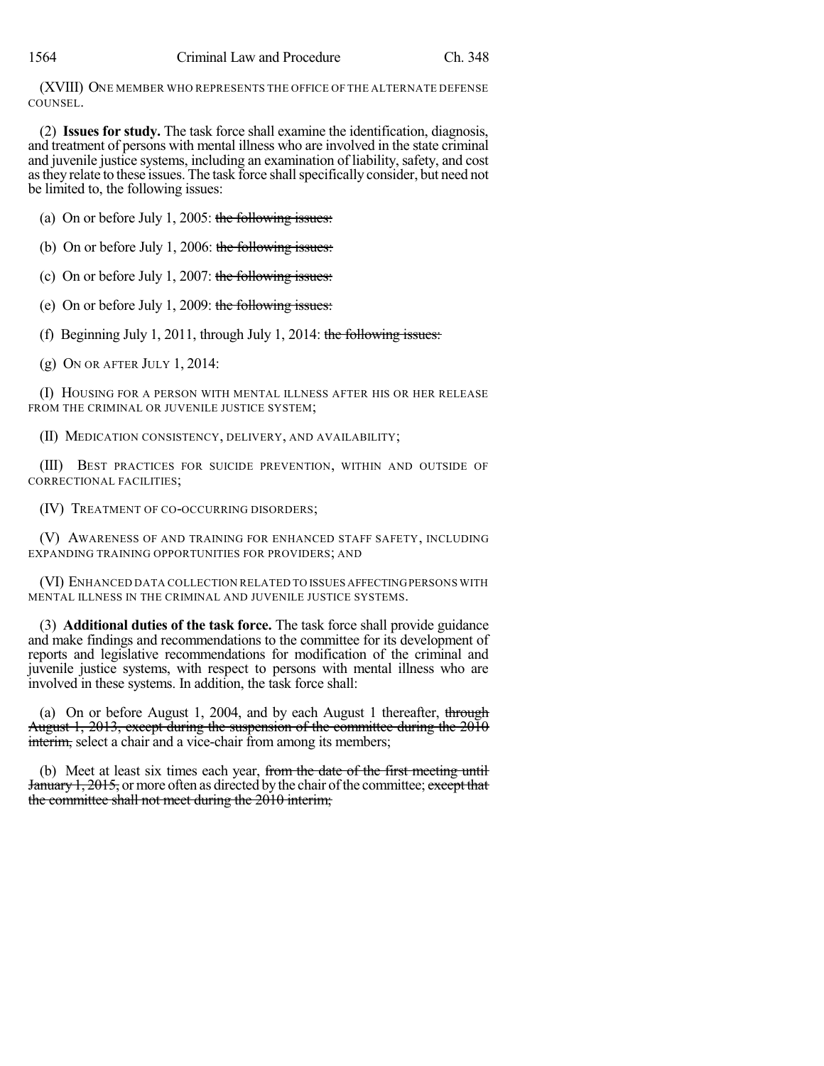(XVIII) ONE MEMBER WHO REPRESENTS THE OFFICE OF THE ALTERNATE DEFENSE COUNSEL.

(2) **Issues for study.** The task force shall examine the identification, diagnosis, and treatment of persons with mental illness who are involved in the state criminal and juvenile justice systems, including an examination of liability, safety, and cost as they relate to these issues. The task force shall specifically consider, but need not be limited to, the following issues:

(a) On or before July 1, 2005: ~~the following issues:~~

(b) On or before July 1, 2006: ~~the following issues:~~

(c) On or before July 1, 2007: ~~the following issues:~~

(e) On or before July 1, 2009: ~~the following issues:~~

(f) Beginning July 1, 2011, through July 1, 2014: ~~the following issues:~~

(g) ON OR AFTER JULY 1, 2014:

(I) HOUSING FOR A PERSON WITH MENTAL ILLNESS AFTER HIS OR HER RELEASE FROM THE CRIMINAL OR JUVENILE JUSTICE SYSTEM;

(II) MEDICATION CONSISTENCY, DELIVERY, AND AVAILABILITY;

(III) BEST PRACTICES FOR SUICIDE PREVENTION, WITHIN AND OUTSIDE OF CORRECTIONAL FACILITIES;

(IV) TREATMENT OF CO-OCCURRING DISORDERS;

(V) AWARENESS OF AND TRAINING FOR ENHANCED STAFF SAFETY, INCLUDING EXPANDING TRAINING OPPORTUNITIES FOR PROVIDERS; AND

(VI) ENHANCED DATA COLLECTION RELATED TO ISSUES AFFECTING PERSONS WITH MENTAL ILLNESS IN THE CRIMINAL AND JUVENILE JUSTICE SYSTEMS.

(3) **Additional duties of the task force.** The task force shall provide guidance and make findings and recommendations to the committee for its development of reports and legislative recommendations for modification of the criminal and juvenile justice systems, with respect to persons with mental illness who are involved in these systems. In addition, the task force shall:

(a) On or before August 1, 2004, and by each August 1 thereafter, ~~through August 1, 2013, except during the suspension of the committee during the 2010 interim,~~ select a chair and a vice-chair from among its members;

(b) Meet at least six times each year, ~~from the date of the first meeting until January 1, 2015,~~ or more often as directed by the chair of the committee; ~~except that the committee shall not meet during the 2010 interim;~~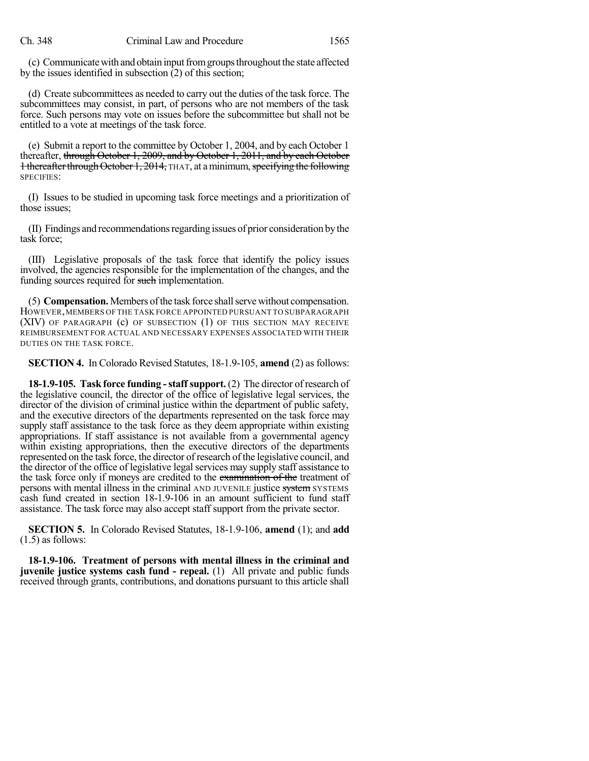(c) Communicate with and obtain input from groups throughout the state affected by the issues identified in subsection (2) of this section;

(d) Create subcommittees as needed to carry out the duties of the task force. The subcommittees may consist, in part, of persons who are not members of the task force. Such persons may vote on issues before the subcommittee but shall not be entitled to a vote at meetings of the task force.

(e) Submit a report to the committee by October 1, 2004, and by each October 1 thereafter, ~~through October 1, 2009, and by October 1, 2011, and by each October 1 thereafter through October 1, 2014,~~ THAT, at a minimum, ~~specifying the following~~ SPECIFIES:

(I) Issues to be studied in upcoming task force meetings and a prioritization of those issues;

(II) Findings and recommendations regarding issues of prior consideration by the task force;

(III) Legislative proposals of the task force that identify the policy issues involved, the agencies responsible for the implementation of the changes, and the funding sources required for ~~such~~ implementation.

(5) **Compensation.** Members of the task force shall serve without compensation. HOWEVER, MEMBERS OF THE TASK FORCE APPOINTED PURSUANT TO SUBPARAGRAPH (XIV) OF PARAGRAPH (c) OF SUBSECTION (1) OF THIS SECTION MAY RECEIVE REIMBURSEMENT FOR ACTUAL AND NECESSARY EXPENSES ASSOCIATED WITH THEIR DUTIES ON THE TASK FORCE.

**SECTION 4.** In Colorado Revised Statutes, 18-1.9-105, **amend** (2) as follows:

**18-1.9-105. Task force funding - staff support.** (2) The director of research of the legislative council, the director of the office of legislative legal services, the director of the division of criminal justice within the department of public safety, and the executive directors of the departments represented on the task force may supply staff assistance to the task force as they deem appropriate within existing appropriations. If staff assistance is not available from a governmental agency within existing appropriations, then the executive directors of the departments represented on the task force, the director of research of the legislative council, and the director of the office of legislative legal services may supply staff assistance to the task force only if moneys are credited to the ~~examination of the~~ treatment of persons with mental illness in the criminal AND JUVENILE justice ~~system~~ SYSTEMS cash fund created in section 18-1.9-106 in an amount sufficient to fund staff assistance. The task force may also accept staff support from the private sector.

**SECTION 5.** In Colorado Revised Statutes, 18-1.9-106, **amend** (1); and **add** (1.5) as follows:

**18-1.9-106. Treatment of persons with mental illness in the criminal and juvenile justice systems cash fund - repeal.** (1) All private and public funds received through grants, contributions, and donations pursuant to this article shall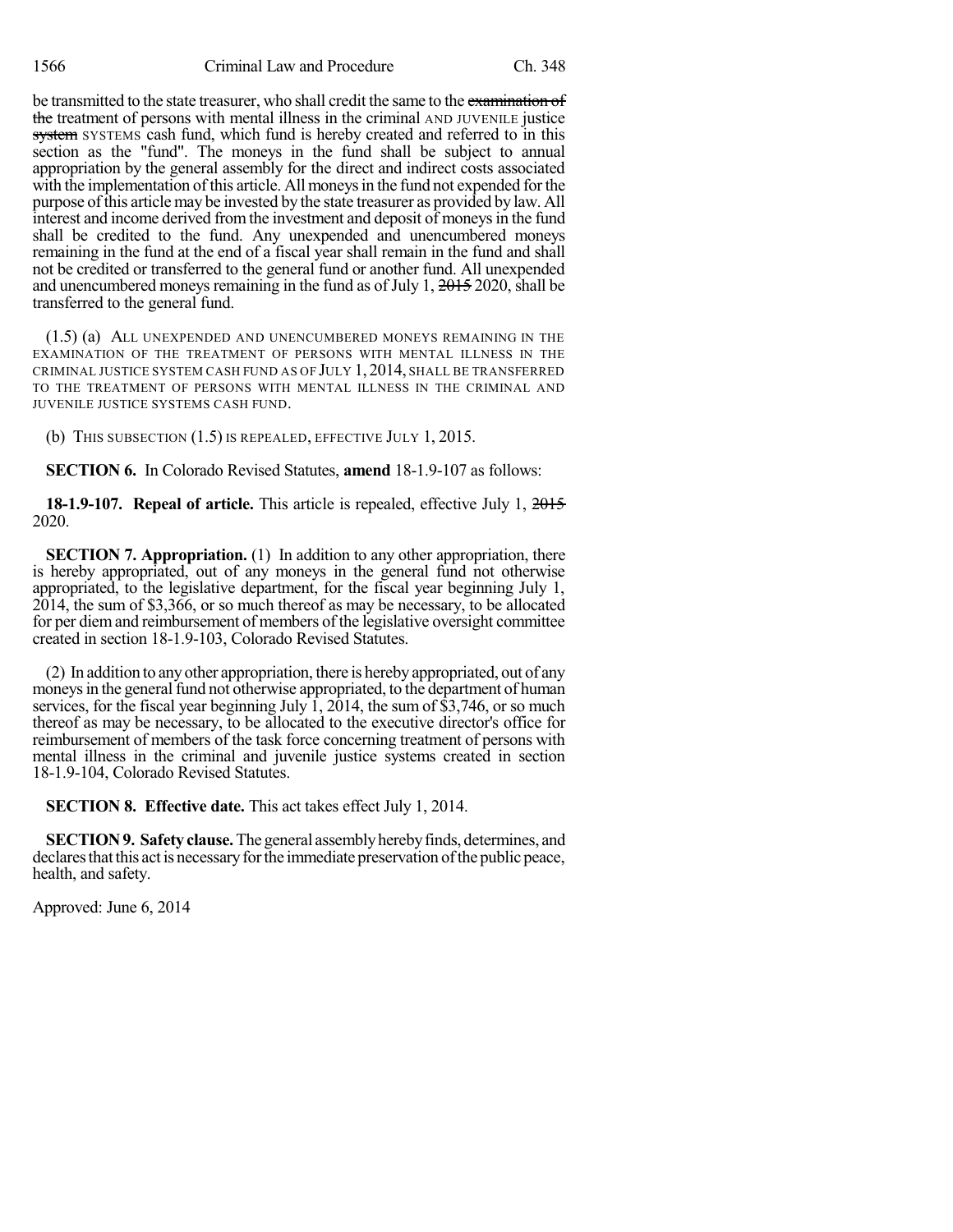be transmitted to the state treasurer, who shall credit the same to the ~~examination of the~~ treatment of persons with mental illness in the criminal AND JUVENILE justice ~~system~~ SYSTEMS cash fund, which fund is hereby created and referred to in this section as the "fund". The moneys in the fund shall be subject to annual appropriation by the general assembly for the direct and indirect costs associated with the implementation of this article. All moneys in the fund not expended for the purpose of this article may be invested by the state treasurer as provided by law. All interest and income derived from the investment and deposit of moneys in the fund shall be credited to the fund. Any unexpended and unencumbered moneys remaining in the fund at the end of a fiscal year shall remain in the fund and shall not be credited or transferred to the general fund or another fund. All unexpended and unencumbered moneys remaining in the fund as of July 1, ~~2015~~ 2020, shall be transferred to the general fund.

(1.5) (a) ALL UNEXPENDED AND UNENCUMBERED MONEYS REMAINING IN THE EXAMINATION OF THE TREATMENT OF PERSONS WITH MENTAL ILLNESS IN THE CRIMINAL JUSTICE SYSTEM CASH FUND AS OF JULY 1, 2014, SHALL BE TRANSFERRED TO THE TREATMENT OF PERSONS WITH MENTAL ILLNESS IN THE CRIMINAL AND JUVENILE JUSTICE SYSTEMS CASH FUND.

(b) THIS SUBSECTION (1.5) IS REPEALED, EFFECTIVE JULY 1, 2015.

**SECTION 6.** In Colorado Revised Statutes, **amend** 18-1.9-107 as follows:

**18-1.9-107. Repeal of article.** This article is repealed, effective July 1, ~~2015~~ 2020.

**SECTION 7. Appropriation.** (1) In addition to any other appropriation, there is hereby appropriated, out of any moneys in the general fund not otherwise appropriated, to the legislative department, for the fiscal year beginning July 1, 2014, the sum of $3,366, or so much thereof as may be necessary, to be allocated for per diem and reimbursement of members of the legislative oversight committee created in section 18-1.9-103, Colorado Revised Statutes.

(2) In addition to any other appropriation, there is hereby appropriated, out of any moneys in the general fund not otherwise appropriated, to the department of human services, for the fiscal year beginning July 1, 2014, the sum of $3,746, or so much thereof as may be necessary, to be allocated to the executive director's office for reimbursement of members of the task force concerning treatment of persons with mental illness in the criminal and juvenile justice systems created in section 18-1.9-104, Colorado Revised Statutes.

**SECTION 8. Effective date.** This act takes effect July 1, 2014.

**SECTION 9. Safety clause.** The general assembly hereby finds, determines, and declares that this act is necessary for the immediate preservation of the public peace, health, and safety.

Approved: June 6, 2014